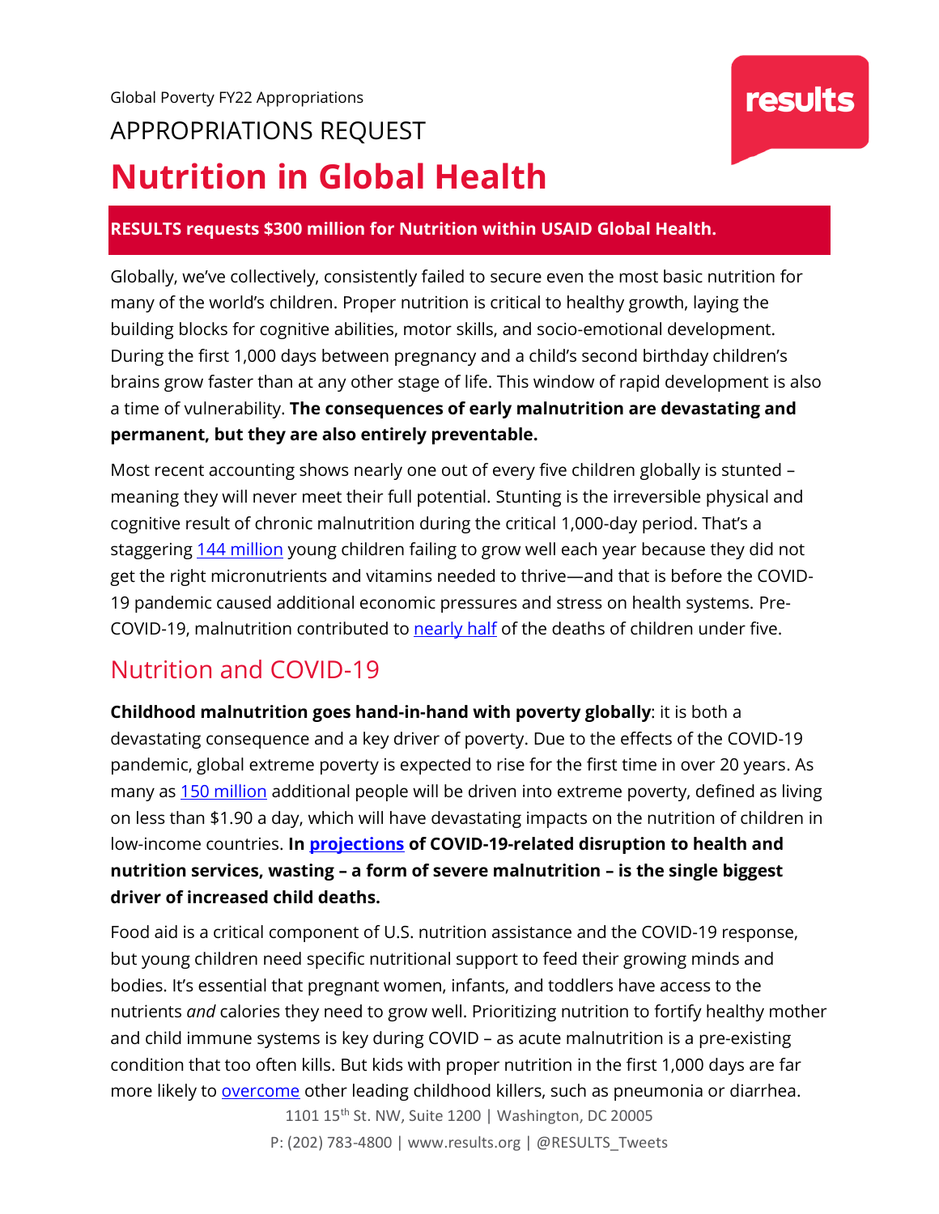Global Poverty FY22 Appropriations

APPROPRIATIONS REQUEST

# Nutrition in Global Health

**RESULTS requests $300 million for Nutrition within USAID Global Health.**

Globally, we've collectively, consistently failed to secure even the most basic nutrition for many of the world's children. Proper nutrition is critical to healthy growth, laying the building blocks for cognitive abilities, motor skills, and socio-emotional development. During the first 1,000 days between pregnancy and a child's second birthday children's brains grow faster than at any other stage of life. This window of rapid development is also a time of vulnerability. **The consequences of early malnutrition are devastating and permanent, but they are also entirely preventable.**

Most recent accounting shows nearly one out of every five children globally is stunted – meaning they will never meet their full potential. Stunting is the irreversible physical and cognitive result of chronic malnutrition during the critical 1,000-day period. That's a staggering 144 million young children failing to grow well each year because they did not get the right micronutrients and vitamins needed to thrive—and that is before the COVID-19 pandemic caused additional economic pressures and stress on health systems. Pre-COVID-19, malnutrition contributed to nearly half of the deaths of children under five.

## Nutrition and COVID-19

**Childhood malnutrition goes hand-in-hand with poverty globally**: it is both a devastating consequence and a key driver of poverty. Due to the effects of the COVID-19 pandemic, global extreme poverty is expected to rise for the first time in over 20 years. As many as 150 million additional people will be driven into extreme poverty, defined as living on less than $1.90 a day, which will have devastating impacts on the nutrition of children in low-income countries. **In projections of COVID-19-related disruption to health and nutrition services, wasting – a form of severe malnutrition – is the single biggest driver of increased child deaths.**

Food aid is a critical component of U.S. nutrition assistance and the COVID-19 response, but young children need specific nutritional support to feed their growing minds and bodies. It's essential that pregnant women, infants, and toddlers have access to the nutrients *and* calories they need to grow well. Prioritizing nutrition to fortify healthy mother and child immune systems is key during COVID – as acute malnutrition is a pre-existing condition that too often kills. But kids with proper nutrition in the first 1,000 days are far more likely to overcome other leading childhood killers, such as pneumonia or diarrhea.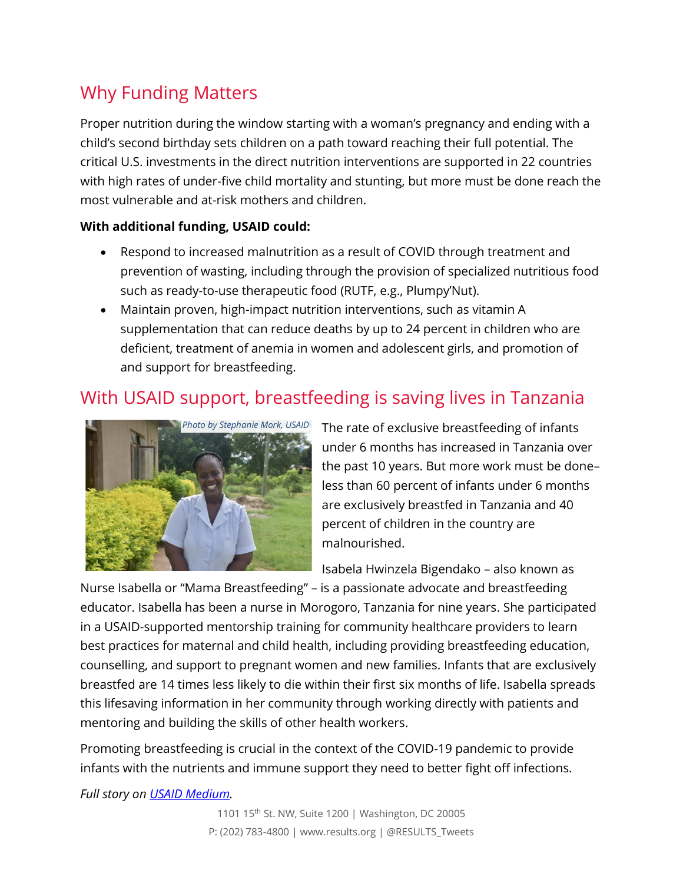## Why Funding Matters

Proper nutrition during the window starting with a woman's pregnancy and ending with a child's second birthday sets children on a path toward reaching their full potential. The critical U.S. investments in the direct nutrition interventions are supported in 22 countries with high rates of under-five child mortality and stunting, but more must be done reach the most vulnerable and at-risk mothers and children.

**With additional funding, USAID could:**

- Respond to increased malnutrition as a result of COVID through treatment and prevention of wasting, including through the provision of specialized nutritious food such as ready-to-use therapeutic food (RUTF, e.g., Plumpy'Nut).
- Maintain proven, high-impact nutrition interventions, such as vitamin A supplementation that can reduce deaths by up to 24 percent in children who are deficient, treatment of anemia in women and adolescent girls, and promotion of and support for breastfeeding.

## With USAID support, breastfeeding is saving lives in Tanzania

*Photo by Stephanie Mork, USAID*

The rate of exclusive breastfeeding of infants under 6 months has increased in Tanzania over the past 10 years. But more work must be done– less than 60 percent of infants under 6 months are exclusively breastfed in Tanzania and 40 percent of children in the country are malnourished.

Isabela Hwinzela Bigendako – also known as Nurse Isabella or "Mama Breastfeeding" – is a passionate advocate and breastfeeding educator. Isabella has been a nurse in Morogoro, Tanzania for nine years. She participated in a USAID-supported mentorship training for community healthcare providers to learn best practices for maternal and child health, including providing breastfeeding education, counselling, and support to pregnant women and new families. Infants that are exclusively breastfed are 14 times less likely to die within their first six months of life. Isabella spreads this lifesaving information in her community through working directly with patients and mentoring and building the skills of other health workers.

Promoting breastfeeding is crucial in the context of the COVID-19 pandemic to provide infants with the nutrients and immune support they need to better fight off infections.

*Full story on USAID Medium.*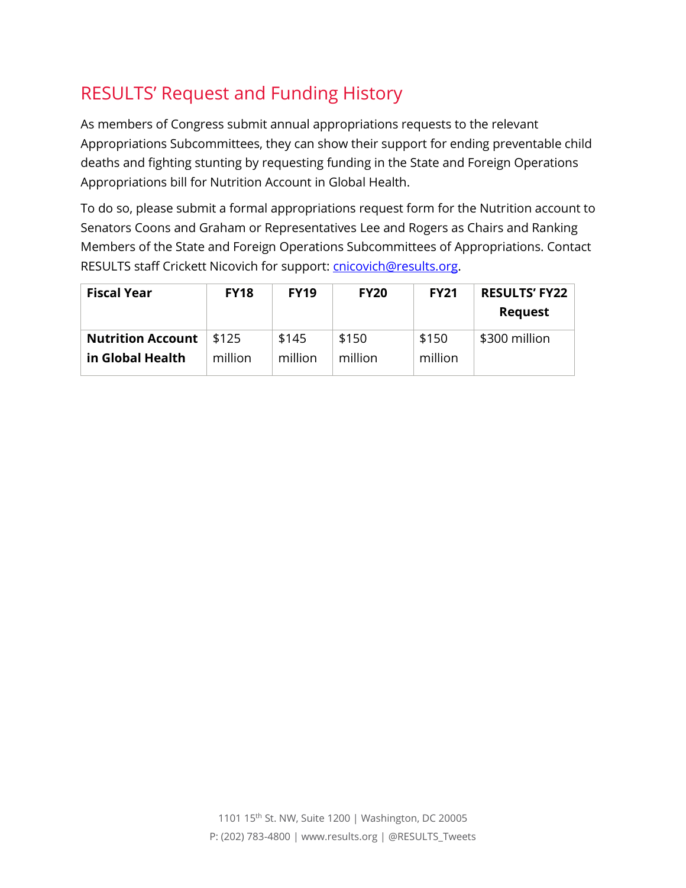## RESULTS' Request and Funding History

As members of Congress submit annual appropriations requests to the relevant Appropriations Subcommittees, they can show their support for ending preventable child deaths and fighting stunting by requesting funding in the State and Foreign Operations Appropriations bill for Nutrition Account in Global Health.

To do so, please submit a formal appropriations request form for the Nutrition account to Senators Coons and Graham or Representatives Lee and Rogers as Chairs and Ranking Members of the State and Foreign Operations Subcommittees of Appropriations. Contact RESULTS staff Crickett Nicovich for support: [cnicovich@results.org](mailto:cnicovich@results.org).

| Fiscal Year | FY18 | FY19 | FY20 | FY21 | RESULTS' FY22 Request |
|---|---|---|---|---|---|
| **Nutrition Account in Global Health** | $125 million | $145 million | $150 million | $150 million | $300 million |

1101 15th St. NW, Suite 1200 | Washington, DC 20005
P: (202) 783-4800 | www.results.org | @RESULTS_Tweets